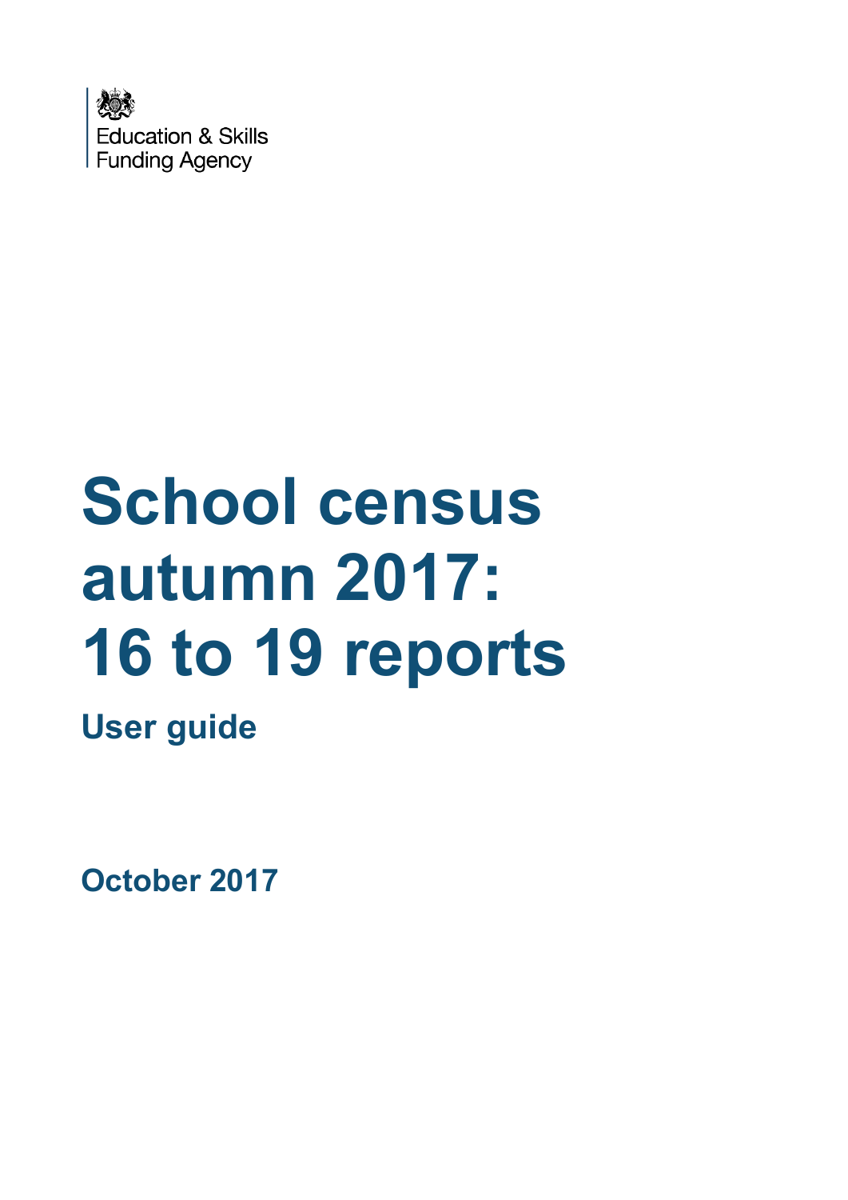Education & Skills
Funding Agency

# School census autumn 2017: 16 to 19 reports

## User guide

**October 2017**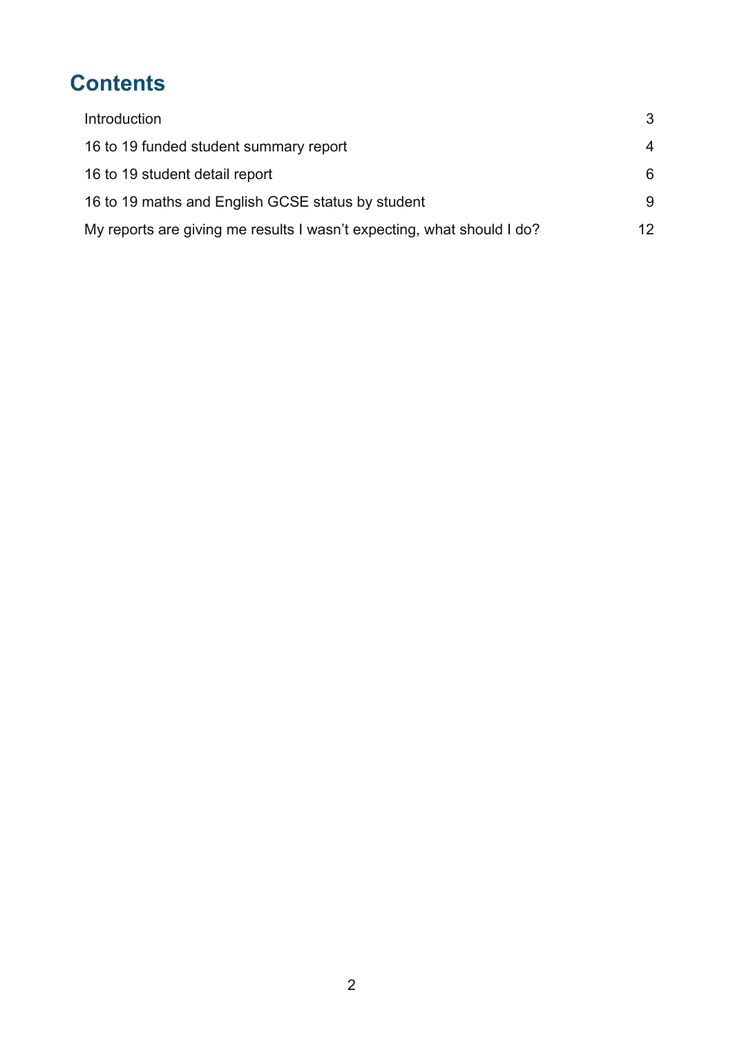# Contents

| | |
|---|---|
| Introduction | 3 |
| 16 to 19 funded student summary report | 4 |
| 16 to 19 student detail report | 6 |
| 16 to 19 maths and English GCSE status by student | 9 |
| My reports are giving me results I wasn't expecting, what should I do? | 12 |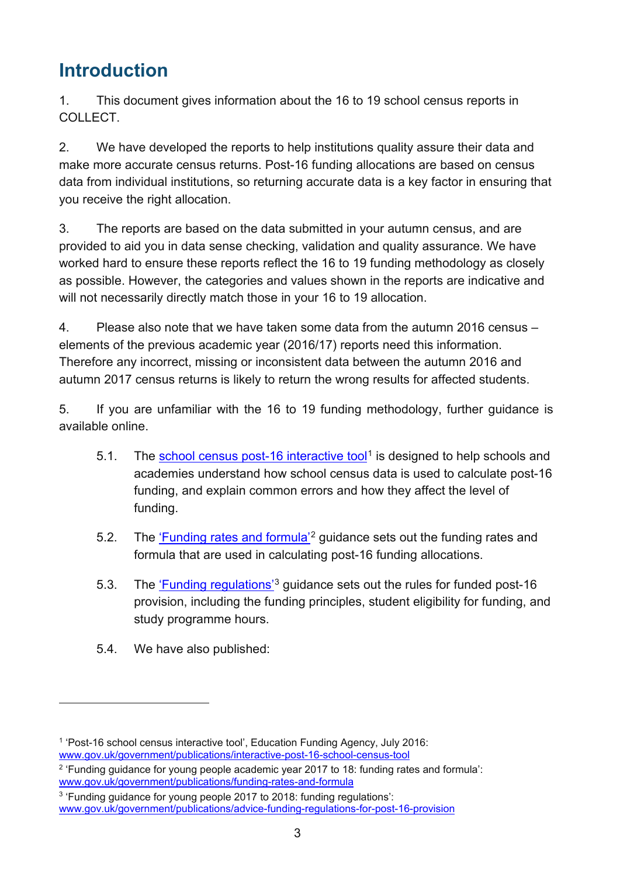# Introduction

1. This document gives information about the 16 to 19 school census reports in COLLECT.

2. We have developed the reports to help institutions quality assure their data and make more accurate census returns. Post-16 funding allocations are based on census data from individual institutions, so returning accurate data is a key factor in ensuring that you receive the right allocation.

3. The reports are based on the data submitted in your autumn census, and are provided to aid you in data sense checking, validation and quality assurance. We have worked hard to ensure these reports reflect the 16 to 19 funding methodology as closely as possible. However, the categories and values shown in the reports are indicative and will not necessarily directly match those in your 16 to 19 allocation.

4. Please also note that we have taken some data from the autumn 2016 census – elements of the previous academic year (2016/17) reports need this information. Therefore any incorrect, missing or inconsistent data between the autumn 2016 and autumn 2017 census returns is likely to return the wrong results for affected students.

5. If you are unfamiliar with the 16 to 19 funding methodology, further guidance is available online.

    5.1. The [school census post-16 interactive tool](www.gov.uk/government/publications/interactive-post-16-school-census-tool)[1] is designed to help schools and academies understand how school census data is used to calculate post-16 funding, and explain common errors and how they affect the level of funding.

    5.2. The ['Funding rates and formula'](www.gov.uk/government/publications/funding-rates-and-formula)[2] guidance sets out the funding rates and formula that are used in calculating post-16 funding allocations.

    5.3. The ['Funding regulations'](www.gov.uk/government/publications/advice-funding-regulations-for-post-16-provision)[3] guidance sets out the rules for funded post-16 provision, including the funding principles, student eligibility for funding, and study programme hours.

    5.4. We have also published:

---

[1] 'Post-16 school census interactive tool', Education Funding Agency, July 2016: www.gov.uk/government/publications/interactive-post-16-school-census-tool

[2] 'Funding guidance for young people academic year 2017 to 18: funding rates and formula': www.gov.uk/government/publications/funding-rates-and-formula

[3] 'Funding guidance for young people 2017 to 2018: funding regulations': www.gov.uk/government/publications/advice-funding-regulations-for-post-16-provision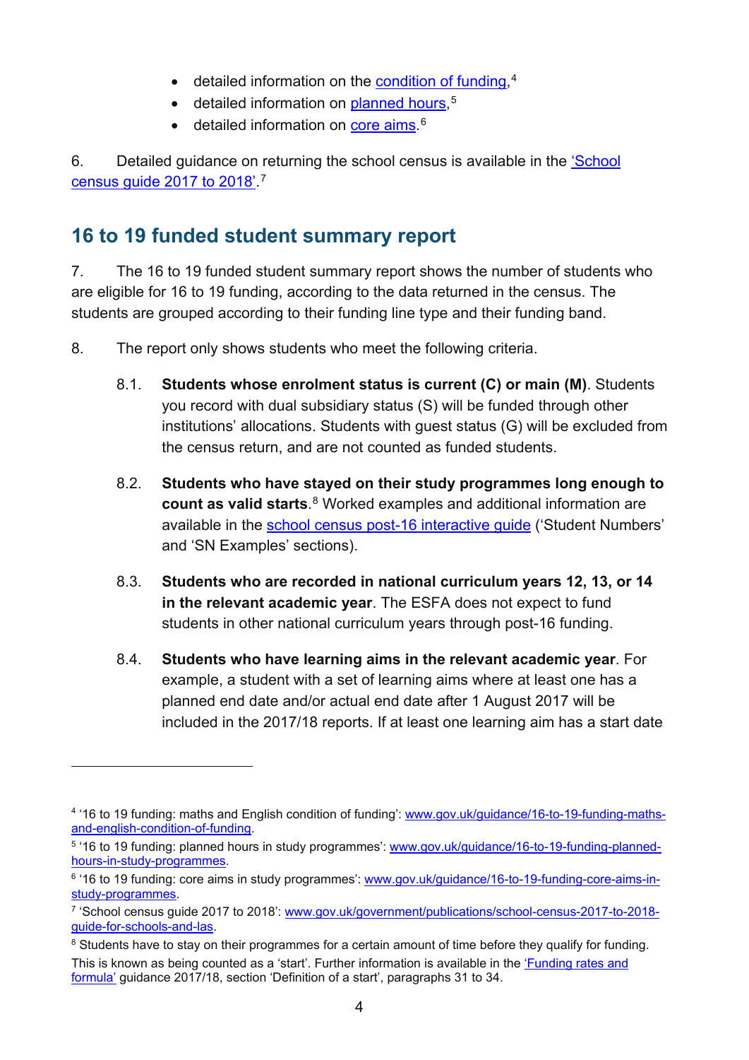- detailed information on the condition of funding,[4]
- detailed information on planned hours,[5]
- detailed information on core aims.[6]

6. Detailed guidance on returning the school census is available in the 'School census guide 2017 to 2018'.[7]

## 16 to 19 funded student summary report

7. The 16 to 19 funded student summary report shows the number of students who are eligible for 16 to 19 funding, according to the data returned in the census. The students are grouped according to their funding line type and their funding band.

8. The report only shows students who meet the following criteria.

   8.1. **Students whose enrolment status is current (C) or main (M)**. Students you record with dual subsidiary status (S) will be funded through other institutions' allocations. Students with guest status (G) will be excluded from the census return, and are not counted as funded students.

   8.2. **Students who have stayed on their study programmes long enough to count as valid starts**.[8] Worked examples and additional information are available in the school census post-16 interactive guide ('Student Numbers' and 'SN Examples' sections).

   8.3. **Students who are recorded in national curriculum years 12, 13, or 14 in the relevant academic year**. The ESFA does not expect to fund students in other national curriculum years through post-16 funding.

   8.4. **Students who have learning aims in the relevant academic year**. For example, a student with a set of learning aims where at least one has a planned end date and/or actual end date after 1 August 2017 will be included in the 2017/18 reports. If at least one learning aim has a start date

---

[4] '16 to 19 funding: maths and English condition of funding': www.gov.uk/guidance/16-to-19-funding-maths-and-english-condition-of-funding.

[5] '16 to 19 funding: planned hours in study programmes': www.gov.uk/guidance/16-to-19-funding-planned-hours-in-study-programmes.

[6] '16 to 19 funding: core aims in study programmes': www.gov.uk/guidance/16-to-19-funding-core-aims-in-study-programmes.

[7] 'School census guide 2017 to 2018': www.gov.uk/government/publications/school-census-2017-to-2018-guide-for-schools-and-las.

[8] Students have to stay on their programmes for a certain amount of time before they qualify for funding. This is known as being counted as a 'start'. Further information is available in the 'Funding rates and formula' guidance 2017/18, section 'Definition of a start', paragraphs 31 to 34.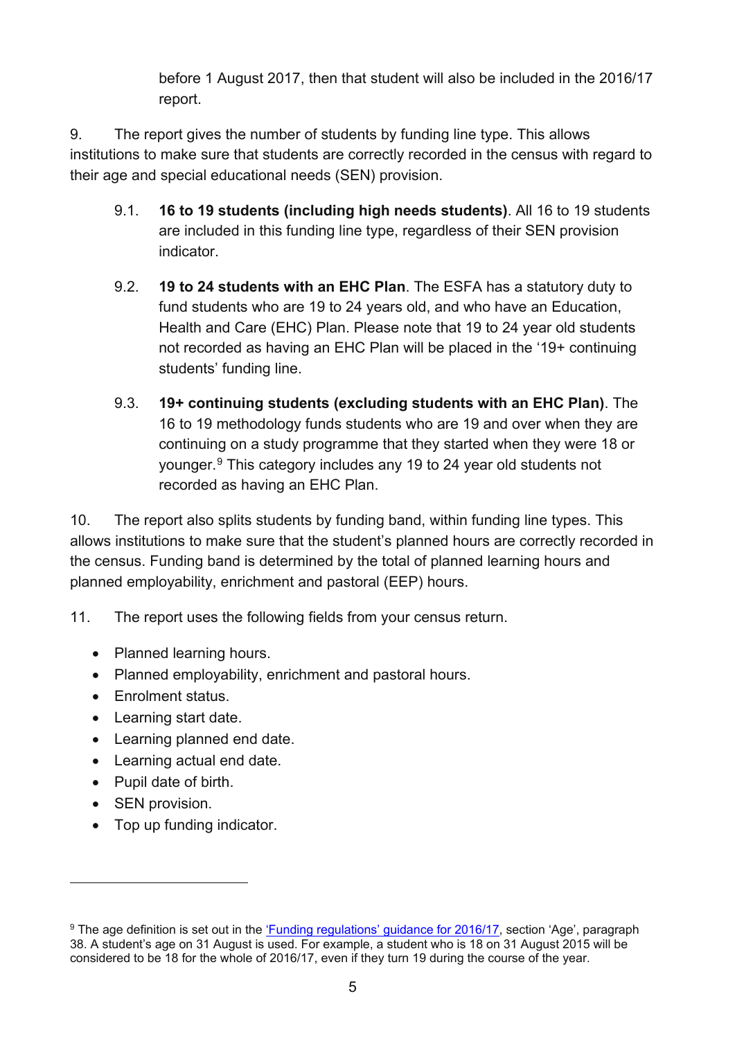before 1 August 2017, then that student will also be included in the 2016/17 report.

9. The report gives the number of students by funding line type. This allows institutions to make sure that students are correctly recorded in the census with regard to their age and special educational needs (SEN) provision.

   9.1. **16 to 19 students (including high needs students)**. All 16 to 19 students are included in this funding line type, regardless of their SEN provision indicator.

   9.2. **19 to 24 students with an EHC Plan**. The ESFA has a statutory duty to fund students who are 19 to 24 years old, and who have an Education, Health and Care (EHC) Plan. Please note that 19 to 24 year old students not recorded as having an EHC Plan will be placed in the '19+ continuing students' funding line.

   9.3. **19+ continuing students (excluding students with an EHC Plan)**. The 16 to 19 methodology funds students who are 19 and over when they are continuing on a study programme that they started when they were 18 or younger.[9] This category includes any 19 to 24 year old students not recorded as having an EHC Plan.

10. The report also splits students by funding band, within funding line types. This allows institutions to make sure that the student's planned hours are correctly recorded in the census. Funding band is determined by the total of planned learning hours and planned employability, enrichment and pastoral (EEP) hours.

11. The report uses the following fields from your census return.

- Planned learning hours.
- Planned employability, enrichment and pastoral hours.
- Enrolment status.
- Learning start date.
- Learning planned end date.
- Learning actual end date.
- Pupil date of birth.
- SEN provision.
- Top up funding indicator.

---

[9] The age definition is set out in the 'Funding regulations' guidance for 2016/17, section 'Age', paragraph 38. A student's age on 31 August is used. For example, a student who is 18 on 31 August 2015 will be considered to be 18 for the whole of 2016/17, even if they turn 19 during the course of the year.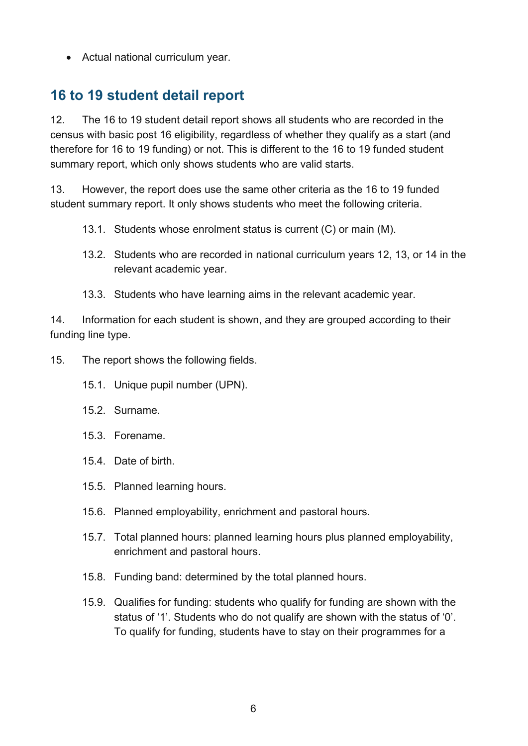- Actual national curriculum year.

## 16 to 19 student detail report

12. The 16 to 19 student detail report shows all students who are recorded in the census with basic post 16 eligibility, regardless of whether they qualify as a start (and therefore for 16 to 19 funding) or not. This is different to the 16 to 19 funded student summary report, which only shows students who are valid starts.

13. However, the report does use the same other criteria as the 16 to 19 funded student summary report. It only shows students who meet the following criteria.

  13.1. Students whose enrolment status is current (C) or main (M).

  13.2. Students who are recorded in national curriculum years 12, 13, or 14 in the relevant academic year.

  13.3. Students who have learning aims in the relevant academic year.

14. Information for each student is shown, and they are grouped according to their funding line type.

15. The report shows the following fields.

  15.1. Unique pupil number (UPN).

  15.2. Surname.

  15.3. Forename.

  15.4. Date of birth.

  15.5. Planned learning hours.

  15.6. Planned employability, enrichment and pastoral hours.

  15.7. Total planned hours: planned learning hours plus planned employability, enrichment and pastoral hours.

  15.8. Funding band: determined by the total planned hours.

  15.9. Qualifies for funding: students who qualify for funding are shown with the status of '1'. Students who do not qualify are shown with the status of '0'. To qualify for funding, students have to stay on their programmes for a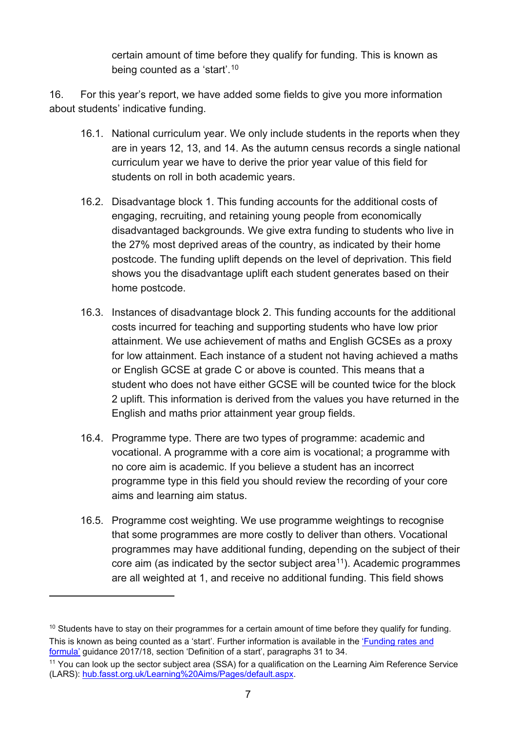certain amount of time before they qualify for funding. This is known as being counted as a 'start'.[10]

16. For this year's report, we have added some fields to give you more information about students' indicative funding.

16.1. National curriculum year. We only include students in the reports when they are in years 12, 13, and 14. As the autumn census records a single national curriculum year we have to derive the prior year value of this field for students on roll in both academic years.

16.2. Disadvantage block 1. This funding accounts for the additional costs of engaging, recruiting, and retaining young people from economically disadvantaged backgrounds. We give extra funding to students who live in the 27% most deprived areas of the country, as indicated by their home postcode. The funding uplift depends on the level of deprivation. This field shows you the disadvantage uplift each student generates based on their home postcode.

16.3. Instances of disadvantage block 2. This funding accounts for the additional costs incurred for teaching and supporting students who have low prior attainment. We use achievement of maths and English GCSEs as a proxy for low attainment. Each instance of a student not having achieved a maths or English GCSE at grade C or above is counted. This means that a student who does not have either GCSE will be counted twice for the block 2 uplift. This information is derived from the values you have returned in the English and maths prior attainment year group fields.

16.4. Programme type. There are two types of programme: academic and vocational. A programme with a core aim is vocational; a programme with no core aim is academic. If you believe a student has an incorrect programme type in this field you should review the recording of your core aims and learning aim status.

16.5. Programme cost weighting. We use programme weightings to recognise that some programmes are more costly to deliver than others. Vocational programmes may have additional funding, depending on the subject of their core aim (as indicated by the sector subject area[11]). Academic programmes are all weighted at 1, and receive no additional funding. This field shows

---

[10] Students have to stay on their programmes for a certain amount of time before they qualify for funding. This is known as being counted as a 'start'. Further information is available in the 'Funding rates and formula' guidance 2017/18, section 'Definition of a start', paragraphs 31 to 34.

[11] You can look up the sector subject area (SSA) for a qualification on the Learning Aim Reference Service (LARS): hub.fasst.org.uk/Learning%20Aims/Pages/default.aspx.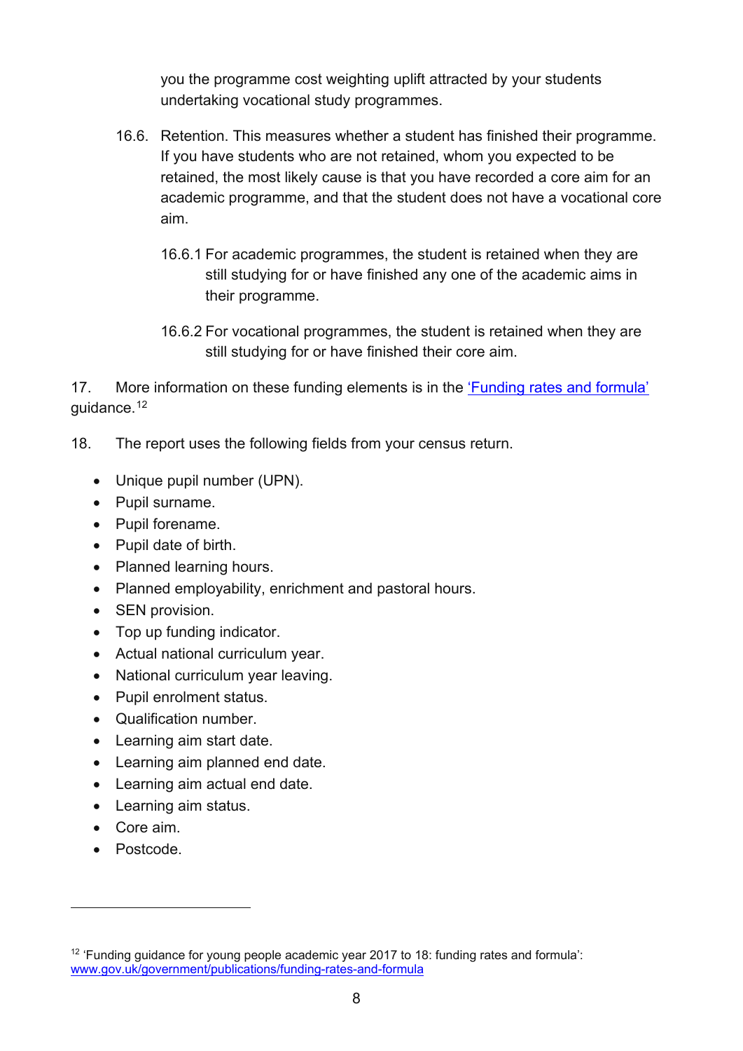you the programme cost weighting uplift attracted by your students undertaking vocational study programmes.

16.6. Retention. This measures whether a student has finished their programme. If you have students who are not retained, whom you expected to be retained, the most likely cause is that you have recorded a core aim for an academic programme, and that the student does not have a vocational core aim.

16.6.1 For academic programmes, the student is retained when they are still studying for or have finished any one of the academic aims in their programme.

16.6.2 For vocational programmes, the student is retained when they are still studying for or have finished their core aim.

17. More information on these funding elements is in the [‘Funding rates and formula’](www.gov.uk/government/publications/funding-rates-and-formula) guidance.[12]

18. The report uses the following fields from your census return.

- Unique pupil number (UPN).
- Pupil surname.
- Pupil forename.
- Pupil date of birth.
- Planned learning hours.
- Planned employability, enrichment and pastoral hours.
- SEN provision.
- Top up funding indicator.
- Actual national curriculum year.
- National curriculum year leaving.
- Pupil enrolment status.
- Qualification number.
- Learning aim start date.
- Learning aim planned end date.
- Learning aim actual end date.
- Learning aim status.
- Core aim.
- Postcode.

---

[12] ‘Funding guidance for young people academic year 2017 to 18: funding rates and formula’: [www.gov.uk/government/publications/funding-rates-and-formula](www.gov.uk/government/publications/funding-rates-and-formula)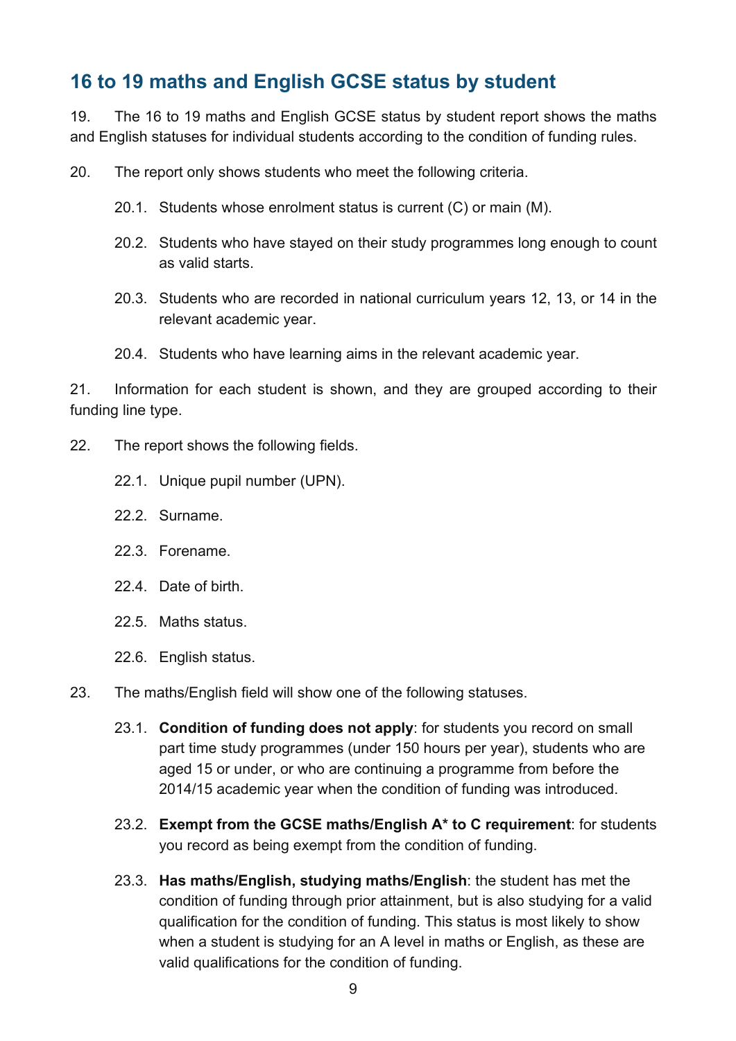## 16 to 19 maths and English GCSE status by student

19. The 16 to 19 maths and English GCSE status by student report shows the maths and English statuses for individual students according to the condition of funding rules.

20. The report only shows students who meet the following criteria.

   20.1. Students whose enrolment status is current (C) or main (M).

   20.2. Students who have stayed on their study programmes long enough to count as valid starts.

   20.3. Students who are recorded in national curriculum years 12, 13, or 14 in the relevant academic year.

   20.4. Students who have learning aims in the relevant academic year.

21. Information for each student is shown, and they are grouped according to their funding line type.

22. The report shows the following fields.

   22.1. Unique pupil number (UPN).

   22.2. Surname.

   22.3. Forename.

   22.4. Date of birth.

   22.5. Maths status.

   22.6. English status.

23. The maths/English field will show one of the following statuses.

   23.1. **Condition of funding does not apply**: for students you record on small part time study programmes (under 150 hours per year), students who are aged 15 or under, or who are continuing a programme from before the 2014/15 academic year when the condition of funding was introduced.

   23.2. **Exempt from the GCSE maths/English A* to C requirement**: for students you record as being exempt from the condition of funding.

   23.3. **Has maths/English, studying maths/English**: the student has met the condition of funding through prior attainment, but is also studying for a valid qualification for the condition of funding. This status is most likely to show when a student is studying for an A level in maths or English, as these are valid qualifications for the condition of funding.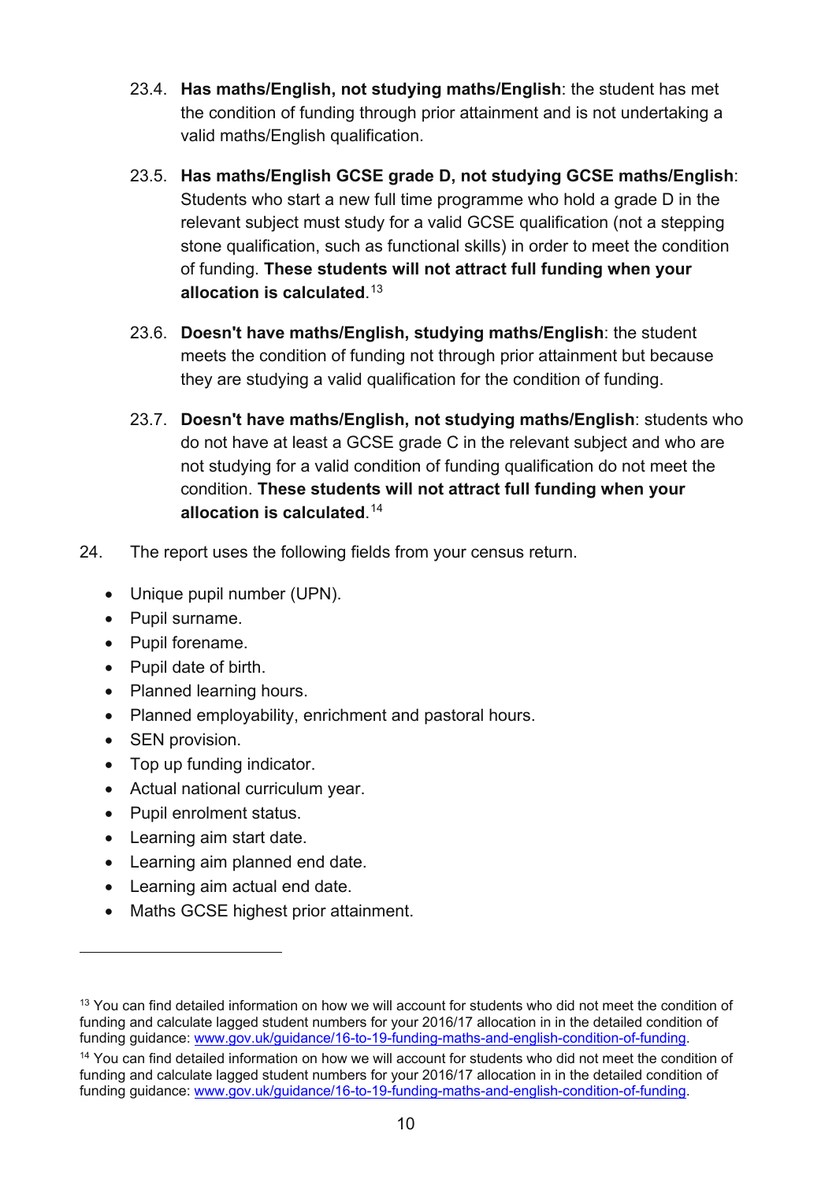23.4. **Has maths/English, not studying maths/English**: the student has met the condition of funding through prior attainment and is not undertaking a valid maths/English qualification.

23.5. **Has maths/English GCSE grade D, not studying GCSE maths/English**: Students who start a new full time programme who hold a grade D in the relevant subject must study for a valid GCSE qualification (not a stepping stone qualification, such as functional skills) in order to meet the condition of funding. **These students will not attract full funding when your allocation is calculated**.[13]

23.6. **Doesn't have maths/English, studying maths/English**: the student meets the condition of funding not through prior attainment but because they are studying a valid qualification for the condition of funding.

23.7. **Doesn't have maths/English, not studying maths/English**: students who do not have at least a GCSE grade C in the relevant subject and who are not studying for a valid condition of funding qualification do not meet the condition. **These students will not attract full funding when your allocation is calculated**.[14]

24. The report uses the following fields from your census return.

- Unique pupil number (UPN).
- Pupil surname.
- Pupil forename.
- Pupil date of birth.
- Planned learning hours.
- Planned employability, enrichment and pastoral hours.
- SEN provision.
- Top up funding indicator.
- Actual national curriculum year.
- Pupil enrolment status.
- Learning aim start date.
- Learning aim planned end date.
- Learning aim actual end date.
- Maths GCSE highest prior attainment.

---

[13] You can find detailed information on how we will account for students who did not meet the condition of funding and calculate lagged student numbers for your 2016/17 allocation in in the detailed condition of funding guidance: [www.gov.uk/guidance/16-to-19-funding-maths-and-english-condition-of-funding](www.gov.uk/guidance/16-to-19-funding-maths-and-english-condition-of-funding).

[14] You can find detailed information on how we will account for students who did not meet the condition of funding and calculate lagged student numbers for your 2016/17 allocation in in the detailed condition of funding guidance: [www.gov.uk/guidance/16-to-19-funding-maths-and-english-condition-of-funding](www.gov.uk/guidance/16-to-19-funding-maths-and-english-condition-of-funding).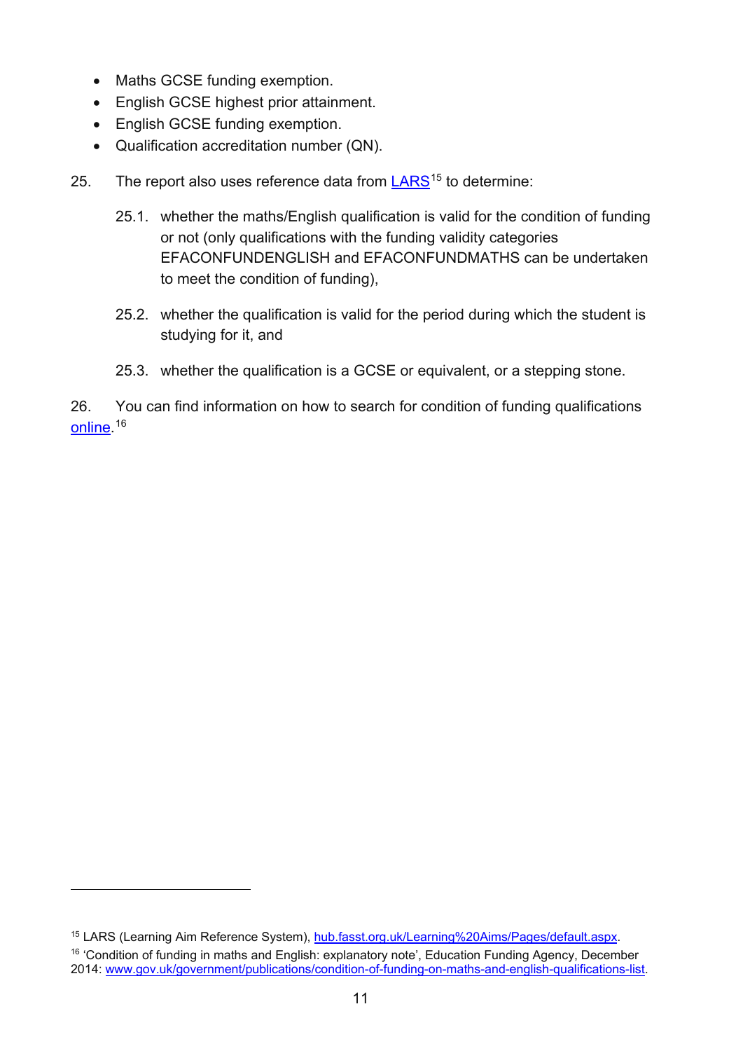- Maths GCSE funding exemption.
- English GCSE highest prior attainment.
- English GCSE funding exemption.
- Qualification accreditation number (QN).

25. The report also uses reference data from LARS[15] to determine:

  25.1. whether the maths/English qualification is valid for the condition of funding or not (only qualifications with the funding validity categories EFACONFUNDENGLISH and EFACONFUNDMATHS can be undertaken to meet the condition of funding),

  25.2. whether the qualification is valid for the period during which the student is studying for it, and

  25.3. whether the qualification is a GCSE or equivalent, or a stepping stone.

26. You can find information on how to search for condition of funding qualifications online.[16]

---

[15] LARS (Learning Aim Reference System), hub.fasst.org.uk/Learning%20Aims/Pages/default.aspx.

[16] 'Condition of funding in maths and English: explanatory note', Education Funding Agency, December 2014: www.gov.uk/government/publications/condition-of-funding-on-maths-and-english-qualifications-list.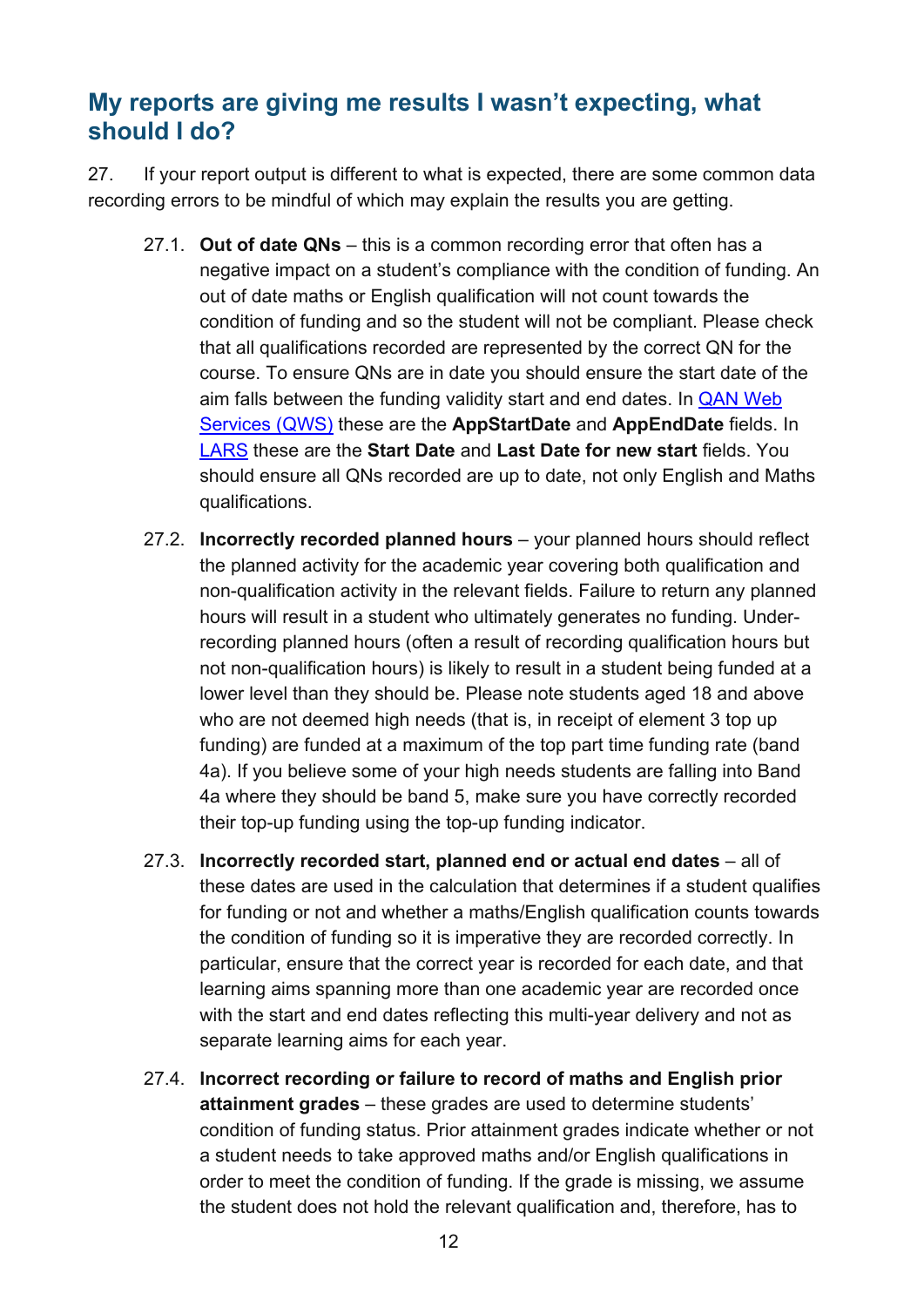## My reports are giving me results I wasn't expecting, what should I do?

27. If your report output is different to what is expected, there are some common data recording errors to be mindful of which may explain the results you are getting.

27.1. **Out of date QNs** – this is a common recording error that often has a negative impact on a student's compliance with the condition of funding. An out of date maths or English qualification will not count towards the condition of funding and so the student will not be compliant. Please check that all qualifications recorded are represented by the correct QN for the course. To ensure QNs are in date you should ensure the start date of the aim falls between the funding validity start and end dates. In [QAN Web Services (QWS)](#) these are the **AppStartDate** and **AppEndDate** fields. In [LARS](#) these are the **Start Date** and **Last Date for new start** fields. You should ensure all QNs recorded are up to date, not only English and Maths qualifications.

27.2. **Incorrectly recorded planned hours** – your planned hours should reflect the planned activity for the academic year covering both qualification and non-qualification activity in the relevant fields. Failure to return any planned hours will result in a student who ultimately generates no funding. Under-recording planned hours (often a result of recording qualification hours but not non-qualification hours) is likely to result in a student being funded at a lower level than they should be. Please note students aged 18 and above who are not deemed high needs (that is, in receipt of element 3 top up funding) are funded at a maximum of the top part time funding rate (band 4a). If you believe some of your high needs students are falling into Band 4a where they should be band 5, make sure you have correctly recorded their top-up funding using the top-up funding indicator.

27.3. **Incorrectly recorded start, planned end or actual end dates** – all of these dates are used in the calculation that determines if a student qualifies for funding or not and whether a maths/English qualification counts towards the condition of funding so it is imperative they are recorded correctly. In particular, ensure that the correct year is recorded for each date, and that learning aims spanning more than one academic year are recorded once with the start and end dates reflecting this multi-year delivery and not as separate learning aims for each year.

27.4. **Incorrect recording or failure to record of maths and English prior attainment grades** – these grades are used to determine students' condition of funding status. Prior attainment grades indicate whether or not a student needs to take approved maths and/or English qualifications in order to meet the condition of funding. If the grade is missing, we assume the student does not hold the relevant qualification and, therefore, has to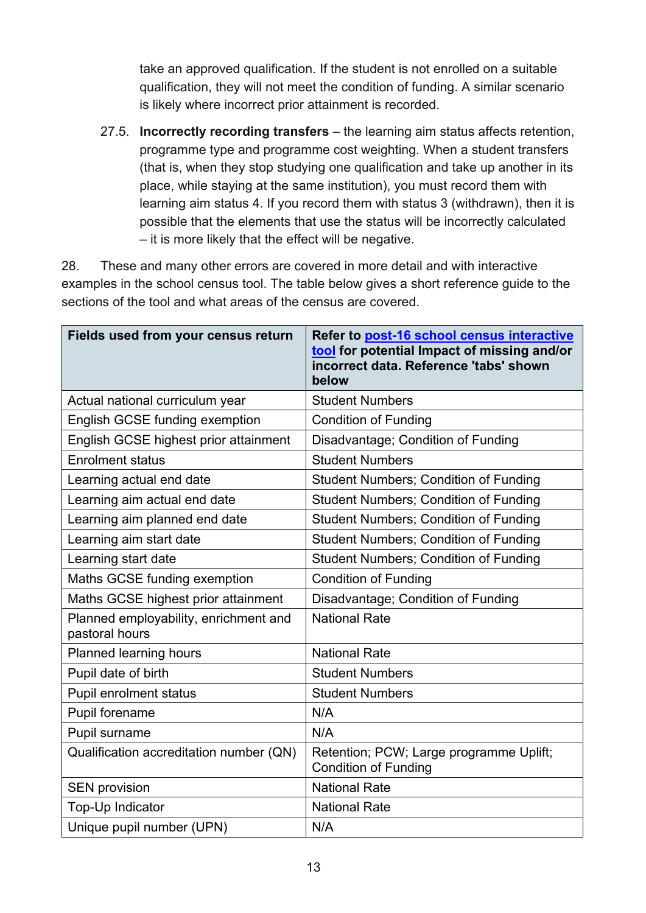take an approved qualification. If the student is not enrolled on a suitable qualification, they will not meet the condition of funding. A similar scenario is likely where incorrect prior attainment is recorded.

27.5. **Incorrectly recording transfers** – the learning aim status affects retention, programme type and programme cost weighting. When a student transfers (that is, when they stop studying one qualification and take up another in its place, while staying at the same institution), you must record them with learning aim status 4. If you record them with status 3 (withdrawn), then it is possible that the elements that use the status will be incorrectly calculated – it is more likely that the effect will be negative.

28. These and many other errors are covered in more detail and with interactive examples in the school census tool. The table below gives a short reference guide to the sections of the tool and what areas of the census are covered.

| Fields used from your census return | Refer to [post-16 school census interactive tool]() for potential Impact of missing and/or incorrect data. Reference 'tabs' shown below |
|---|---|
| Actual national curriculum year | Student Numbers |
| English GCSE funding exemption | Condition of Funding |
| English GCSE highest prior attainment | Disadvantage; Condition of Funding |
| Enrolment status | Student Numbers |
| Learning actual end date | Student Numbers; Condition of Funding |
| Learning aim actual end date | Student Numbers; Condition of Funding |
| Learning aim planned end date | Student Numbers; Condition of Funding |
| Learning aim start date | Student Numbers; Condition of Funding |
| Learning start date | Student Numbers; Condition of Funding |
| Maths GCSE funding exemption | Condition of Funding |
| Maths GCSE highest prior attainment | Disadvantage; Condition of Funding |
| Planned employability, enrichment and pastoral hours | National Rate |
| Planned learning hours | National Rate |
| Pupil date of birth | Student Numbers |
| Pupil enrolment status | Student Numbers |
| Pupil forename | N/A |
| Pupil surname | N/A |
| Qualification accreditation number (QN) | Retention; PCW; Large programme Uplift; Condition of Funding |
| SEN provision | National Rate |
| Top-Up Indicator | National Rate |
| Unique pupil number (UPN) | N/A |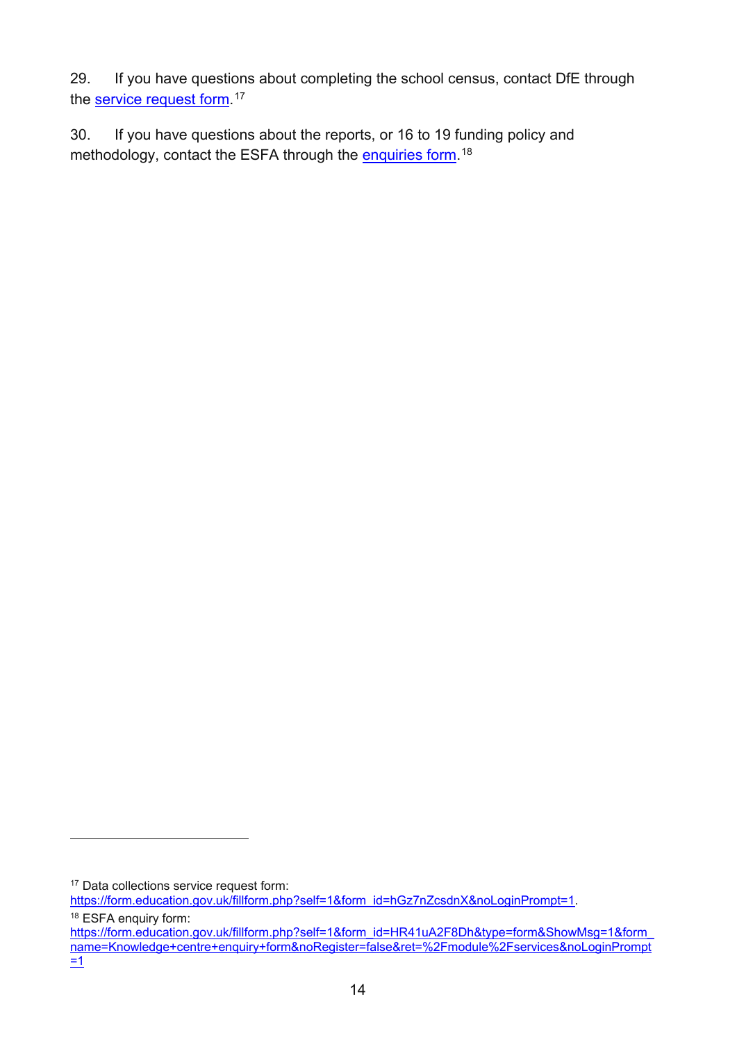29. If you have questions about completing the school census, contact DfE through the [service request form](https://form.education.gov.uk/fillform.php?self=1&form_id=hGz7nZcsdnX&noLoginPrompt=1).[17]

30. If you have questions about the reports, or 16 to 19 funding policy and methodology, contact the ESFA through the [enquiries form](https://form.education.gov.uk/fillform.php?self=1&form_id=HR41uA2F8Dh&type=form&ShowMsg=1&form_name=Knowledge+centre+enquiry+form&noRegister=false&ret=%2Fmodule%2Fservices&noLoginPrompt=1).[18]

---

[17] Data collections service request form: https://form.education.gov.uk/fillform.php?self=1&form_id=hGz7nZcsdnX&noLoginPrompt=1.

[18] ESFA enquiry form: https://form.education.gov.uk/fillform.php?self=1&form_id=HR41uA2F8Dh&type=form&ShowMsg=1&form_name=Knowledge+centre+enquiry+form&noRegister=false&ret=%2Fmodule%2Fservices&noLoginPrompt=1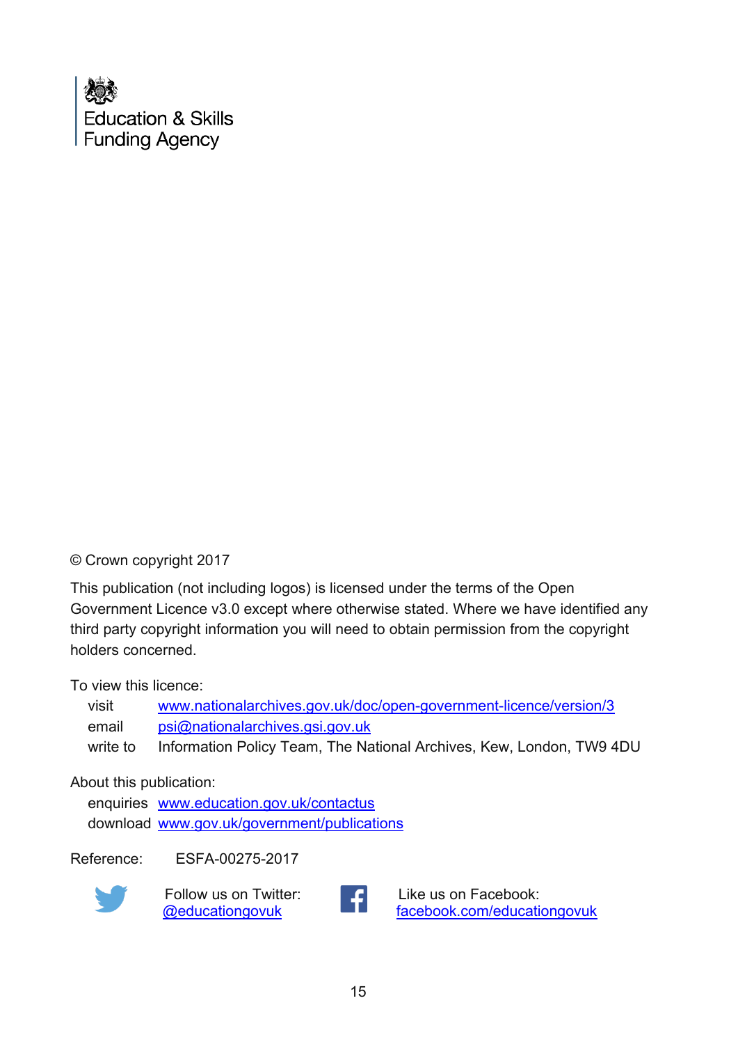Education & Skills
Funding Agency

© Crown copyright 2017

This publication (not including logos) is licensed under the terms of the Open Government Licence v3.0 except where otherwise stated. Where we have identified any third party copyright information you will need to obtain permission from the copyright holders concerned.

To view this licence:

visit www.nationalarchives.gov.uk/doc/open-government-licence/version/3
email psi@nationalarchives.gsi.gov.uk
write to Information Policy Team, The National Archives, Kew, London, TW9 4DU

About this publication:

enquiries www.education.gov.uk/contactus
download www.gov.uk/government/publications

Reference: ESFA-00275-2017

Follow us on Twitter:
@educationgovuk

Like us on Facebook:
facebook.com/educationgovuk